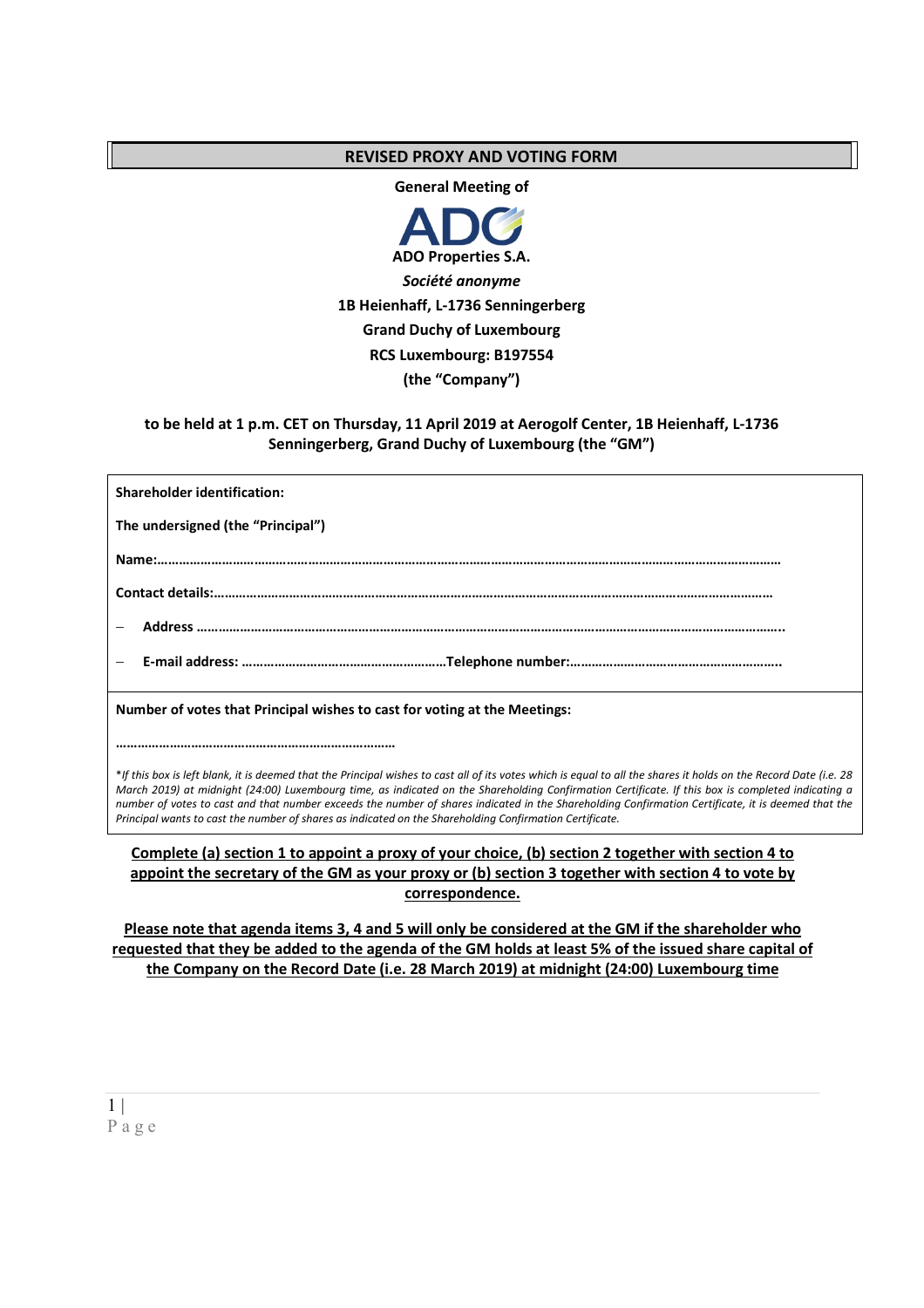# REVISED PROXY AND VOTING FORM

**General Meeting of**

**ADO Properties S.A.**

***Société anonyme***

**1B Heienhaff, L-1736 Senningerberg**

**Grand Duchy of Luxembourg**

**RCS Luxembourg: B197554**

**(the "Company")**

**to be held at 1 p.m. CET on Thursday, 11 April 2019 at Aerogolf Center, 1B Heienhaff, L-1736 Senningerberg, Grand Duchy of Luxembourg (the "GM")**

**Shareholder identification:**

**The undersigned (the "Principal")**

**Name:……………………………………………………………………………………………………………………………………………………**

**Contact details:……………………………………………………………………………………………………………………………………**

- **Address ……………………………………………………………………………………………………………………………………………..**
- **E-mail address: …………………………………………………Telephone number:…………………………………………………..**

**Number of votes that Principal wishes to cast for voting at the Meetings:**

**…………………………………………………………………**

*\*If this box is left blank, it is deemed that the Principal wishes to cast all of its votes which is equal to all the shares it holds on the Record Date (i.e. 28 March 2019) at midnight (24:00) Luxembourg time, as indicated on the Shareholding Confirmation Certificate. If this box is completed indicating a number of votes to cast and that number exceeds the number of shares indicated in the Shareholding Confirmation Certificate, it is deemed that the Principal wants to cast the number of shares as indicated on the Shareholding Confirmation Certificate.*

**Complete (a) section 1 to appoint a proxy of your choice, (b) section 2 together with section 4 to appoint the secretary of the GM as your proxy or (b) section 3 together with section 4 to vote by correspondence.**

**Please note that agenda items 3, 4 and 5 will only be considered at the GM if the shareholder who requested that they be added to the agenda of the GM holds at least 5% of the issued share capital of the Company on the Record Date (i.e. 28 March 2019) at midnight (24:00) Luxembourg time**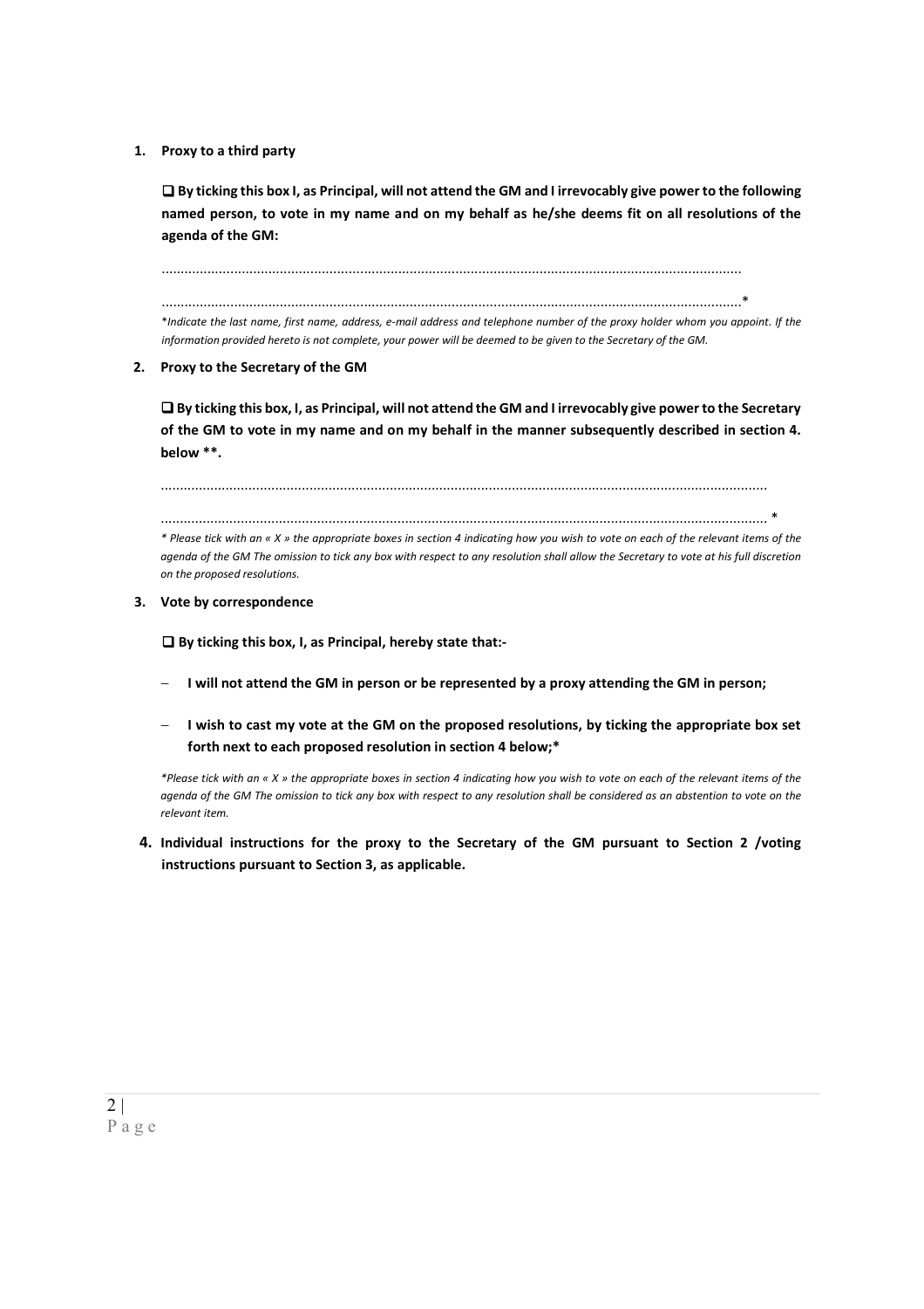1. **Proxy to a third party**

   ❑ **By ticking this box I, as Principal, will not attend the GM and I irrevocably give power to the following named person, to vote in my name and on my behalf as he/she deems fit on all resolutions of the agenda of the GM:**

   ......................................................................................................................................................

   ......................................................................................................................................................*

   *\*Indicate the last name, first name, address, e-mail address and telephone number of the proxy holder whom you appoint. If the information provided hereto is not complete, your power will be deemed to be given to the Secretary of the GM.*

2. **Proxy to the Secretary of the GM**

   ❑ **By ticking this box, I, as Principal, will not attend the GM and I irrevocably give power to the Secretary of the GM to vote in my name and on my behalf in the manner subsequently described in section 4. below \*\*.**

   ......................................................................................................................................................

   ...................................................................................................................................................... *

   *\* Please tick with an « X » the appropriate boxes in section 4 indicating how you wish to vote on each of the relevant items of the agenda of the GM The omission to tick any box with respect to any resolution shall allow the Secretary to vote at his full discretion on the proposed resolutions.*

3. **Vote by correspondence**

   ❑ **By ticking this box, I, as Principal, hereby state that:-**

   - **I will not attend the GM in person or be represented by a proxy attending the GM in person;**
   - **I wish to cast my vote at the GM on the proposed resolutions, by ticking the appropriate box set forth next to each proposed resolution in section 4 below;\***

   *\*Please tick with an « X » the appropriate boxes in section 4 indicating how you wish to vote on each of the relevant items of the agenda of the GM The omission to tick any box with respect to any resolution shall be considered as an abstention to vote on the relevant item.*

4. **Individual instructions for the proxy to the Secretary of the GM pursuant to Section 2 /voting instructions pursuant to Section 3, as applicable.**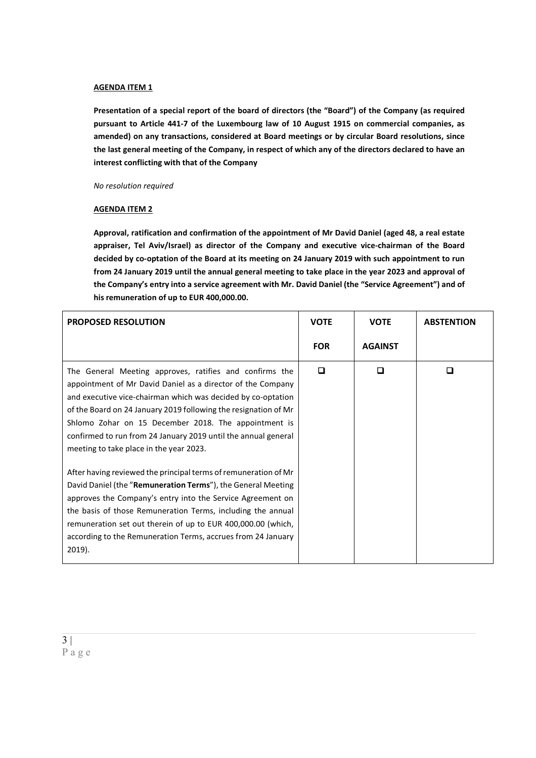**AGENDA ITEM 1**

**Presentation of a special report of the board of directors (the "Board") of the Company (as required pursuant to Article 441-7 of the Luxembourg law of 10 August 1915 on commercial companies, as amended) on any transactions, considered at Board meetings or by circular Board resolutions, since the last general meeting of the Company, in respect of which any of the directors declared to have an interest conflicting with that of the Company**

*No resolution required*

**AGENDA ITEM 2**

**Approval, ratification and confirmation of the appointment of Mr David Daniel (aged 48, a real estate appraiser, Tel Aviv/Israel) as director of the Company and executive vice-chairman of the Board decided by co-optation of the Board at its meeting on 24 January 2019 with such appointment to run from 24 January 2019 until the annual general meeting to take place in the year 2023 and approval of the Company's entry into a service agreement with Mr. David Daniel (the "Service Agreement") and of his remuneration of up to EUR 400,000.00.**

| PROPOSED RESOLUTION | VOTE FOR | VOTE AGAINST | ABSTENTION |
|---|---|---|---|
| The General Meeting approves, ratifies and confirms the appointment of Mr David Daniel as a director of the Company and executive vice-chairman which was decided by co-optation of the Board on 24 January 2019 following the resignation of Mr Shlomo Zohar on 15 December 2018. The appointment is confirmed to run from 24 January 2019 until the annual general meeting to take place in the year 2023.<br><br>After having reviewed the principal terms of remuneration of Mr David Daniel (the "**Remuneration Terms**"), the General Meeting approves the Company's entry into the Service Agreement on the basis of those Remuneration Terms, including the annual remuneration set out therein of up to EUR 400,000.00 (which, according to the Remuneration Terms, accrues from 24 January 2019). | ☐ | ☐ | ☐ |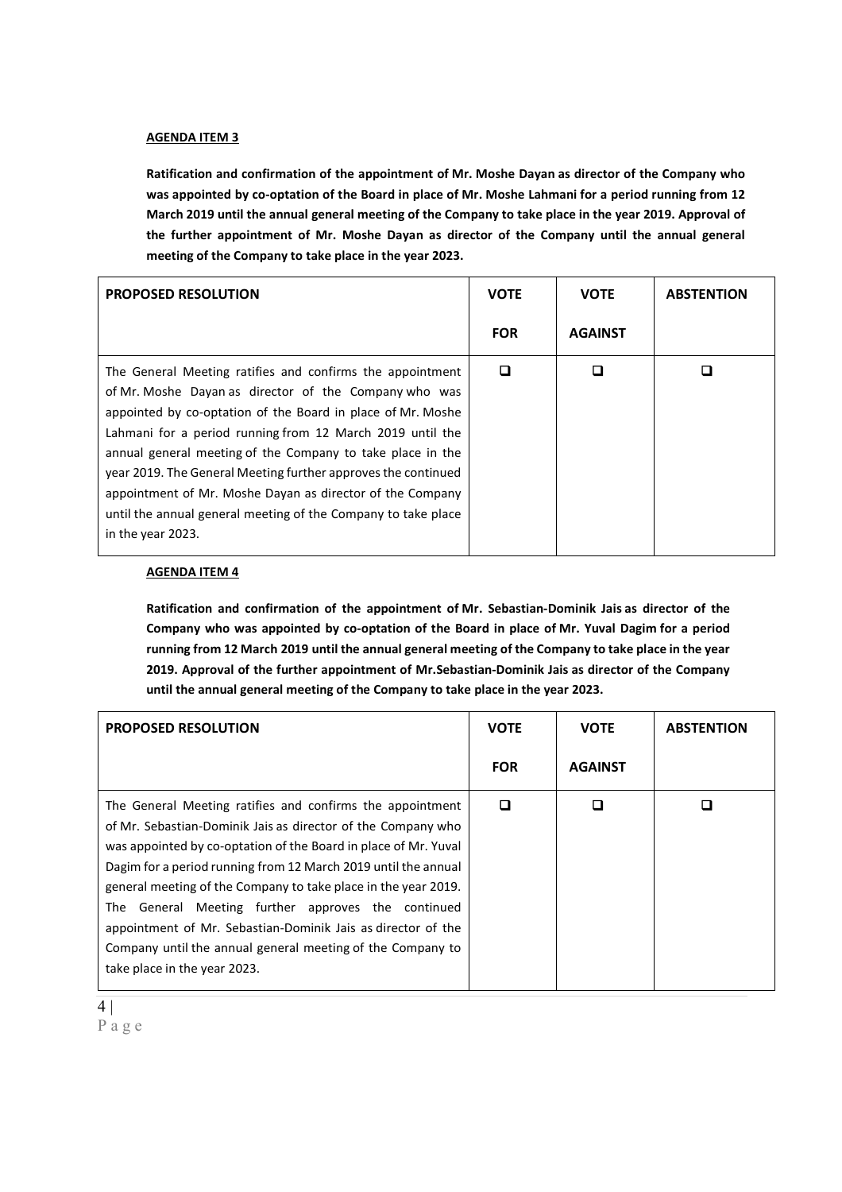**AGENDA ITEM 3**

**Ratification and confirmation of the appointment of Mr. Moshe Dayan as director of the Company who was appointed by co-optation of the Board in place of Mr. Moshe Lahmani for a period running from 12 March 2019 until the annual general meeting of the Company to take place in the year 2019. Approval of the further appointment of Mr. Moshe Dayan as director of the Company until the annual general meeting of the Company to take place in the year 2023.**

| PROPOSED RESOLUTION | VOTE FOR | VOTE AGAINST | ABSTENTION |
|---|---|---|---|
| The General Meeting ratifies and confirms the appointment of Mr. Moshe Dayan as director of the Company who was appointed by co-optation of the Board in place of Mr. Moshe Lahmani for a period running from 12 March 2019 until the annual general meeting of the Company to take place in the year 2019. The General Meeting further approves the continued appointment of Mr. Moshe Dayan as director of the Company until the annual general meeting of the Company to take place in the year 2023. | ❑ | ❑ | ❑ |

**AGENDA ITEM 4**

**Ratification and confirmation of the appointment of Mr. Sebastian-Dominik Jais as director of the Company who was appointed by co-optation of the Board in place of Mr. Yuval Dagim for a period running from 12 March 2019 until the annual general meeting of the Company to take place in the year 2019. Approval of the further appointment of Mr.Sebastian-Dominik Jais as director of the Company until the annual general meeting of the Company to take place in the year 2023.**

| PROPOSED RESOLUTION | VOTE FOR | VOTE AGAINST | ABSTENTION |
|---|---|---|---|
| The General Meeting ratifies and confirms the appointment of Mr. Sebastian-Dominik Jais as director of the Company who was appointed by co-optation of the Board in place of Mr. Yuval Dagim for a period running from 12 March 2019 until the annual general meeting of the Company to take place in the year 2019. The General Meeting further approves the continued appointment of Mr. Sebastian-Dominik Jais as director of the Company until the annual general meeting of the Company to take place in the year 2023. | ❑ | ❑ | ❑ |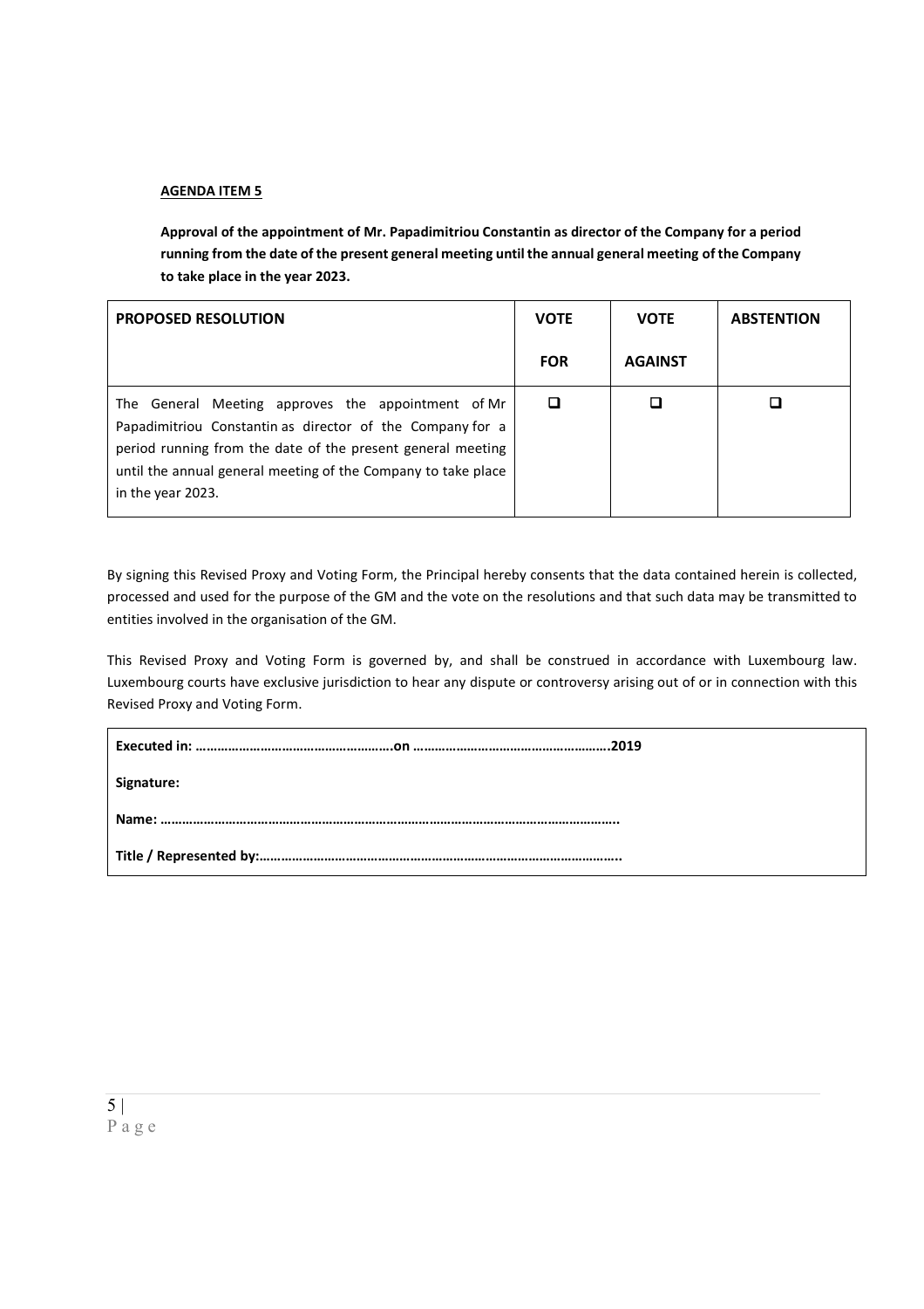**AGENDA ITEM 5**

**Approval of the appointment of Mr. Papadimitriou Constantin as director of the Company for a period running from the date of the present general meeting until the annual general meeting of the Company to take place in the year 2023.**

| PROPOSED RESOLUTION | VOTE FOR | VOTE AGAINST | ABSTENTION |
|---|---|---|---|
| The General Meeting approves the appointment of Mr Papadimitriou Constantin as director of the Company for a period running from the date of the present general meeting until the annual general meeting of the Company to take place in the year 2023. | ☐ | ☐ | ☐ |

By signing this Revised Proxy and Voting Form, the Principal hereby consents that the data contained herein is collected, processed and used for the purpose of the GM and the vote on the resolutions and that such data may be transmitted to entities involved in the organisation of the GM.

This Revised Proxy and Voting Form is governed by, and shall be construed in accordance with Luxembourg law. Luxembourg courts have exclusive jurisdiction to hear any dispute or controversy arising out of or in connection with this Revised Proxy and Voting Form.

**Executed in: ……………………………………………….on ……………………………………………….2019**

**Signature:**

**Name: ………………………………………………………………………………………………………………..**

**Title / Represented by:……………………………………………………………………………………..**